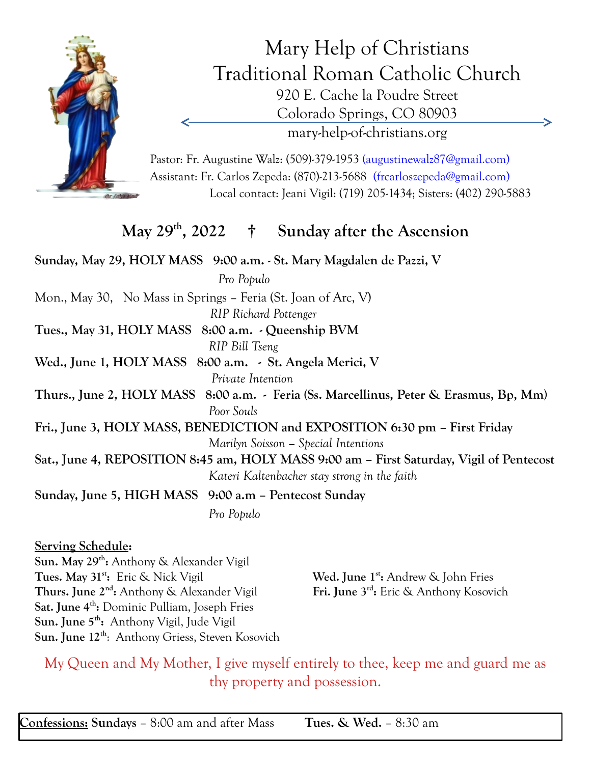# Mary Help of Christians
# Traditional Roman Catholic Church

920 E. Cache la Poudre Street
Colorado Springs, CO 80903
mary-help-of-christians.org

Pastor: Fr. Augustine Walz: (509)-379-1953 (augustinewalz87@gmail.com)
Assistant: Fr. Carlos Zepeda: (870)-213-5688 (frcarloszepeda@gmail.com)
Local contact: Jeani Vigil: (719) 205-1434; Sisters: (402) 290-5883

## May 29th, 2022 † Sunday after the Ascension

**Sunday, May 29, HOLY MASS 9:00 a.m. - St. Mary Magdalen de Pazzi, V**
*Pro Populo*

Mon., May 30, No Mass in Springs – Feria (St. Joan of Arc, V)
*RIP Richard Pottenger*

**Tues., May 31, HOLY MASS 8:00 a.m. - Queenship BVM**
*RIP Bill Tseng*

**Wed., June 1, HOLY MASS 8:00 a.m. - St. Angela Merici, V**
*Private Intention*

**Thurs., June 2, HOLY MASS 8:00 a.m. - Feria (Ss. Marcellinus, Peter & Erasmus, Bp, Mm)**
*Poor Souls*

**Fri., June 3, HOLY MASS, BENEDICTION and EXPOSITION 6:30 pm – First Friday**
*Marilyn Soisson – Special Intentions*

**Sat., June 4, REPOSITION 8:45 am, HOLY MASS 9:00 am – First Saturday, Vigil of Pentecost**
*Kateri Kaltenbacher stay strong in the faith*

**Sunday, June 5, HIGH MASS 9:00 a.m – Pentecost Sunday**
*Pro Populo*

**Serving Schedule:**

**Sun. May 29th:** Anthony & Alexander Vigil
**Tues. May 31st:** Eric & Nick Vigil
**Wed. June 1st:** Andrew & John Fries
**Thurs. June 2nd:** Anthony & Alexander Vigil
**Fri. June 3rd:** Eric & Anthony Kosovich
**Sat. June 4th:** Dominic Pulliam, Joseph Fries
**Sun. June 5th:** Anthony Vigil, Jude Vigil
**Sun. June 12th:** Anthony Griess, Steven Kosovich

My Queen and My Mother, I give myself entirely to thee, keep me and guard me as thy property and possession.

**Confessions:** **Sundays** – 8:00 am and after Mass **Tues. & Wed.** – 8:30 am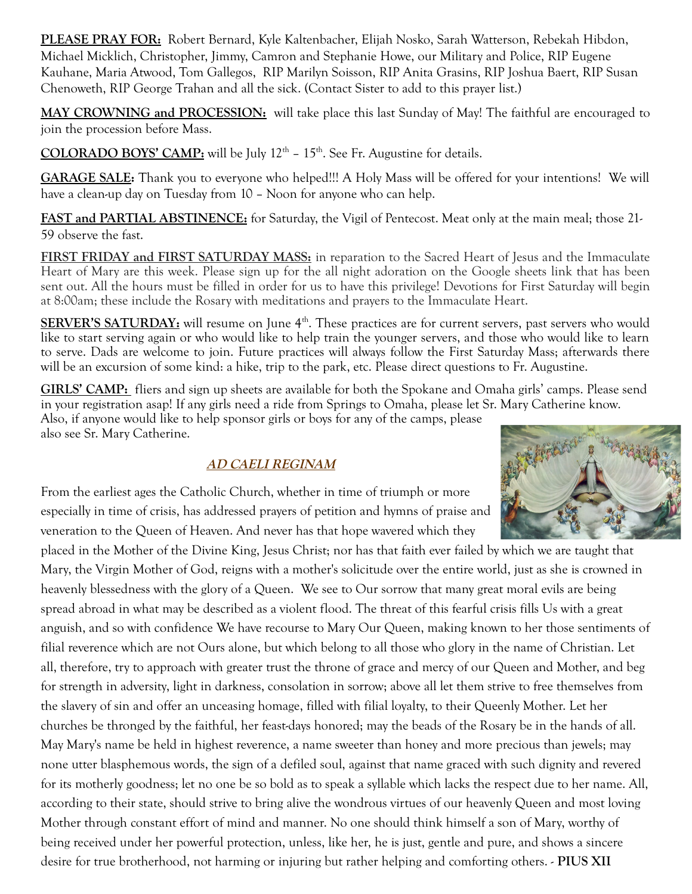**PLEASE PRAY FOR:** Robert Bernard, Kyle Kaltenbacher, Elijah Nosko, Sarah Watterson, Rebekah Hibdon, Michael Micklich, Christopher, Jimmy, Camron and Stephanie Howe, our Military and Police, RIP Eugene Kauhane, Maria Atwood, Tom Gallegos, RIP Marilyn Soisson, RIP Anita Grasins, RIP Joshua Baert, RIP Susan Chenoweth, RIP George Trahan and all the sick. (Contact Sister to add to this prayer list.)

**MAY CROWNING and PROCESSION:** will take place this last Sunday of May! The faithful are encouraged to join the procession before Mass.

**COLORADO BOYS' CAMP:** will be July 12th – 15th. See Fr. Augustine for details.

**GARAGE SALE:** Thank you to everyone who helped!!! A Holy Mass will be offered for your intentions! We will have a clean-up day on Tuesday from 10 – Noon for anyone who can help.

**FAST and PARTIAL ABSTINENCE:** for Saturday, the Vigil of Pentecost. Meat only at the main meal; those 21-59 observe the fast.

**FIRST FRIDAY and FIRST SATURDAY MASS:** in reparation to the Sacred Heart of Jesus and the Immaculate Heart of Mary are this week. Please sign up for the all night adoration on the Google sheets link that has been sent out. All the hours must be filled in order for us to have this privilege! Devotions for First Saturday will begin at 8:00am; these include the Rosary with meditations and prayers to the Immaculate Heart.

**SERVER'S SATURDAY:** will resume on June 4th. These practices are for current servers, past servers who would like to start serving again or who would like to help train the younger servers, and those who would like to learn to serve. Dads are welcome to join. Future practices will always follow the First Saturday Mass; afterwards there will be an excursion of some kind: a hike, trip to the park, etc. Please direct questions to Fr. Augustine.

**GIRLS' CAMP:** fliers and sign up sheets are available for both the Spokane and Omaha girls' camps. Please send in your registration asap! If any girls need a ride from Springs to Omaha, please let Sr. Mary Catherine know. Also, if anyone would like to help sponsor girls or boys for any of the camps, please also see Sr. Mary Catherine.

## *AD CAELI REGINAM*

From the earliest ages the Catholic Church, whether in time of triumph or more especially in time of crisis, has addressed prayers of petition and hymns of praise and veneration to the Queen of Heaven. And never has that hope wavered which they placed in the Mother of the Divine King, Jesus Christ; nor has that faith ever failed by which we are taught that Mary, the Virgin Mother of God, reigns with a mother's solicitude over the entire world, just as she is crowned in heavenly blessedness with the glory of a Queen. We see to Our sorrow that many great moral evils are being spread abroad in what may be described as a violent flood. The threat of this fearful crisis fills Us with a great anguish, and so with confidence We have recourse to Mary Our Queen, making known to her those sentiments of filial reverence which are not Ours alone, but which belong to all those who glory in the name of Christian. Let all, therefore, try to approach with greater trust the throne of grace and mercy of our Queen and Mother, and beg for strength in adversity, light in darkness, consolation in sorrow; above all let them strive to free themselves from the slavery of sin and offer an unceasing homage, filled with filial loyalty, to their Queenly Mother. Let her churches be thronged by the faithful, her feast-days honored; may the beads of the Rosary be in the hands of all. May Mary's name be held in highest reverence, a name sweeter than honey and more precious than jewels; may none utter blasphemous words, the sign of a defiled soul, against that name graced with such dignity and revered for its motherly goodness; let no one be so bold as to speak a syllable which lacks the respect due to her name. All, according to their state, should strive to bring alive the wondrous virtues of our heavenly Queen and most loving Mother through constant effort of mind and manner. No one should think himself a son of Mary, worthy of being received under her powerful protection, unless, like her, he is just, gentle and pure, and shows a sincere desire for true brotherhood, not harming or injuring but rather helping and comforting others. - **PIUS XII**